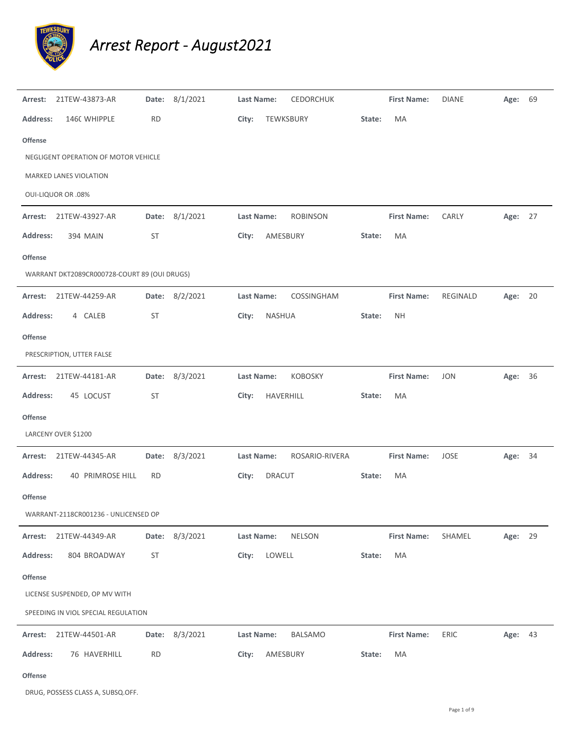# *Arrest Report - August2021*

**Arrest:** 21TEW-43873-AR **Date:** 8/1/2021 **Last Name:** CEDORCHUK **First Name:** DIANE **Age:** 69

**Address:** 146( WHIPPLE RD **City:** TEWKSBURY **State:** MA

**Offense**

NEGLIGENT OPERATION OF MOTOR VEHICLE

MARKED LANES VIOLATION

OUI-LIQUOR OR .08%

---

**Arrest:** 21TEW-43927-AR **Date:** 8/1/2021 **Last Name:** ROBINSON **First Name:** CARLY **Age:** 27

**Address:** 394 MAIN ST **City:** AMESBURY **State:** MA

**Offense**

WARRANT DKT2089CR000728-COURT 89 (OUI DRUGS)

---

**Arrest:** 21TEW-44259-AR **Date:** 8/2/2021 **Last Name:** COSSINGHAM **First Name:** REGINALD **Age:** 20

**Address:** 4 CALEB ST **City:** NASHUA **State:** NH

**Offense**

PRESCRIPTION, UTTER FALSE

---

**Arrest:** 21TEW-44181-AR **Date:** 8/3/2021 **Last Name:** KOBOSKY **First Name:** JON **Age:** 36

**Address:** 45 LOCUST ST **City:** HAVERHILL **State:** MA

**Offense**

LARCENY OVER $1200

---

**Arrest:** 21TEW-44345-AR **Date:** 8/3/2021 **Last Name:** ROSARIO-RIVERA **First Name:** JOSE **Age:** 34

**Address:** 40 PRIMROSE HILL RD **City:** DRACUT **State:** MA

**Offense**

WARRANT-2118CR001236 - UNLICENSED OP

---

**Arrest:** 21TEW-44349-AR **Date:** 8/3/2021 **Last Name:** NELSON **First Name:** SHAMEL **Age:** 29

**Address:** 804 BROADWAY ST **City:** LOWELL **State:** MA

**Offense**

LICENSE SUSPENDED, OP MV WITH

SPEEDING IN VIOL SPECIAL REGULATION

---

**Arrest:** 21TEW-44501-AR **Date:** 8/3/2021 **Last Name:** BALSAMO **First Name:** ERIC **Age:** 43

**Address:** 76 HAVERHILL RD **City:** AMESBURY **State:** MA

**Offense**

DRUG, POSSESS CLASS A, SUBSQ.OFF.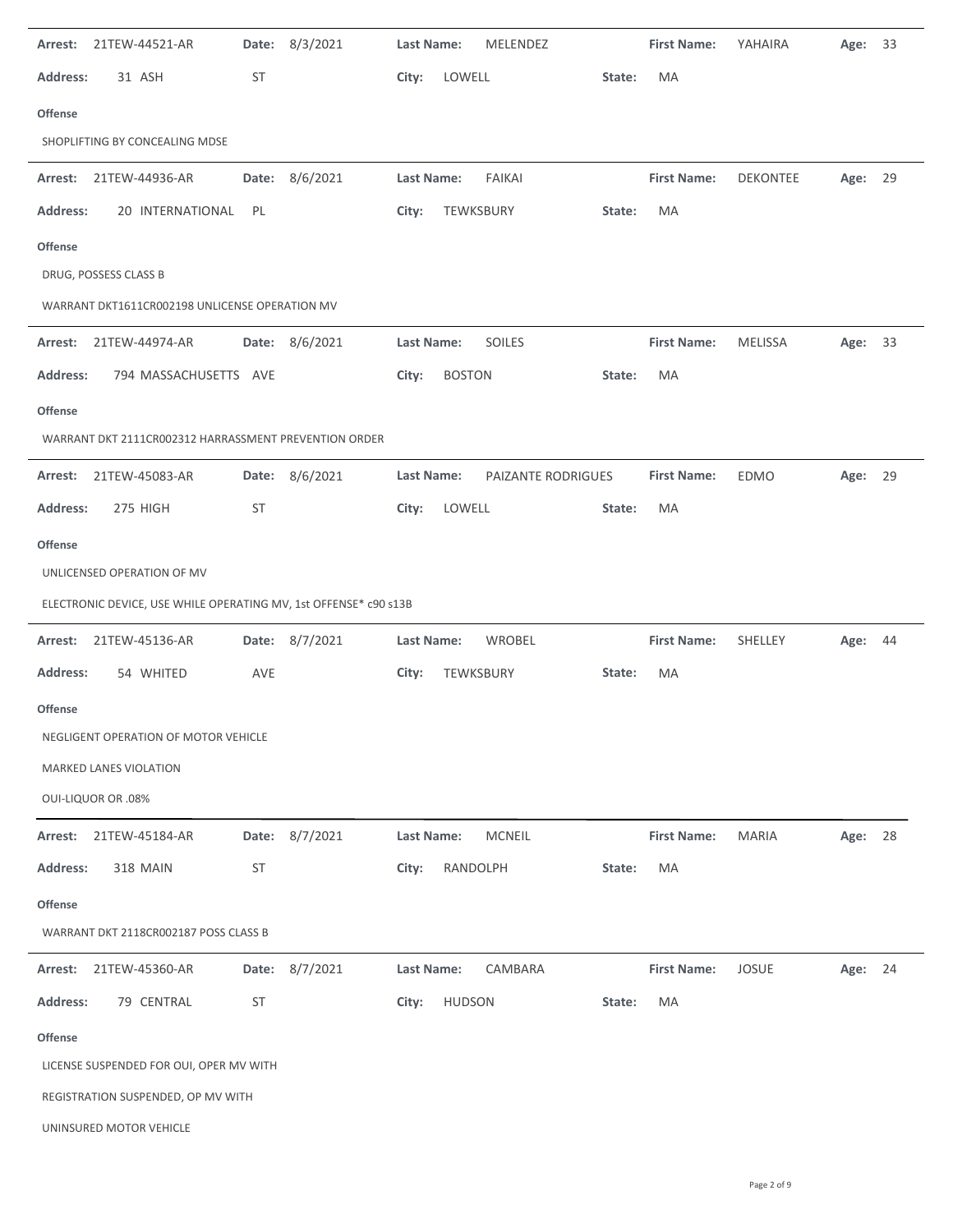**Arrest:** 21TEW-44521-AR **Date:** 8/3/2021 **Last Name:** MELENDEZ **First Name:** YAHAIRA **Age:** 33

**Address:** 31 ASH ST **City:** LOWELL **State:** MA

**Offense**

SHOPLIFTING BY CONCEALING MDSE

---

**Arrest:** 21TEW-44936-AR **Date:** 8/6/2021 **Last Name:** FAIKAI **First Name:** DEKONTEE **Age:** 29

**Address:** 20 INTERNATIONAL PL **City:** TEWKSBURY **State:** MA

**Offense**

DRUG, POSSESS CLASS B

WARRANT DKT1611CR002198 UNLICENSE OPERATION MV

---

**Arrest:** 21TEW-44974-AR **Date:** 8/6/2021 **Last Name:** SOILES **First Name:** MELISSA **Age:** 33

**Address:** 794 MASSACHUSETTS AVE **City:** BOSTON **State:** MA

**Offense**

WARRANT DKT 2111CR002312 HARRASSMENT PREVENTION ORDER

---

**Arrest:** 21TEW-45083-AR **Date:** 8/6/2021 **Last Name:** PAIZANTE RODRIGUES **First Name:** EDMO **Age:** 29

**Address:** 275 HIGH ST **City:** LOWELL **State:** MA

**Offense**

UNLICENSED OPERATION OF MV

ELECTRONIC DEVICE, USE WHILE OPERATING MV, 1st OFFENSE* c90 s13B

---

**Arrest:** 21TEW-45136-AR **Date:** 8/7/2021 **Last Name:** WROBEL **First Name:** SHELLEY **Age:** 44

**Address:** 54 WHITED AVE **City:** TEWKSBURY **State:** MA

**Offense**

NEGLIGENT OPERATION OF MOTOR VEHICLE

MARKED LANES VIOLATION

OUI-LIQUOR OR .08%

---

**Arrest:** 21TEW-45184-AR **Date:** 8/7/2021 **Last Name:** MCNEIL **First Name:** MARIA **Age:** 28

**Address:** 318 MAIN ST **City:** RANDOLPH **State:** MA

**Offense**

WARRANT DKT 2118CR002187 POSS CLASS B

---

**Arrest:** 21TEW-45360-AR **Date:** 8/7/2021 **Last Name:** CAMBARA **First Name:** JOSUE **Age:** 24

**Address:** 79 CENTRAL ST **City:** HUDSON **State:** MA

**Offense**

LICENSE SUSPENDED FOR OUI, OPER MV WITH

REGISTRATION SUSPENDED, OP MV WITH

UNINSURED MOTOR VEHICLE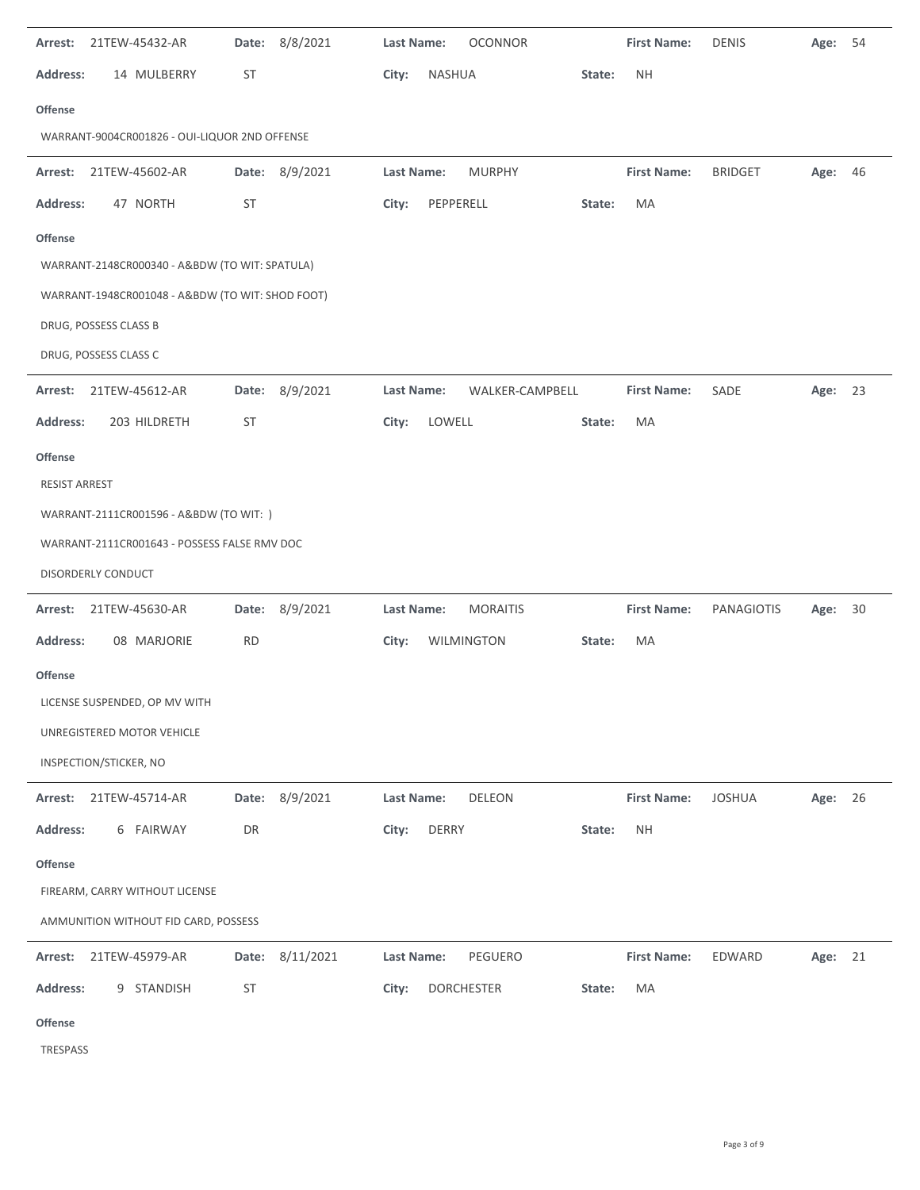**Arrest:** 21TEW-45432-AR **Date:** 8/8/2021 **Last Name:** OCONNOR **First Name:** DENIS **Age:** 54

**Address:** 14 MULBERRY ST **City:** NASHUA **State:** NH

**Offense**

WARRANT-9004CR001826 - OUI-LIQUOR 2ND OFFENSE

---

**Arrest:** 21TEW-45602-AR **Date:** 8/9/2021 **Last Name:** MURPHY **First Name:** BRIDGET **Age:** 46

**Address:** 47 NORTH ST **City:** PEPPERELL **State:** MA

**Offense**

WARRANT-2148CR000340 - A&BDW (TO WIT: SPATULA)

WARRANT-1948CR001048 - A&BDW (TO WIT: SHOD FOOT)

DRUG, POSSESS CLASS B

DRUG, POSSESS CLASS C

---

**Arrest:** 21TEW-45612-AR **Date:** 8/9/2021 **Last Name:** WALKER-CAMPBELL **First Name:** SADE **Age:** 23

**Address:** 203 HILDRETH ST **City:** LOWELL **State:** MA

**Offense**

RESIST ARREST

WARRANT-2111CR001596 - A&BDW (TO WIT: )

WARRANT-2111CR001643 - POSSESS FALSE RMV DOC

DISORDERLY CONDUCT

---

**Arrest:** 21TEW-45630-AR **Date:** 8/9/2021 **Last Name:** MORAITIS **First Name:** PANAGIOTIS **Age:** 30

**Address:** 08 MARJORIE RD **City:** WILMINGTON **State:** MA

**Offense**

LICENSE SUSPENDED, OP MV WITH

UNREGISTERED MOTOR VEHICLE

INSPECTION/STICKER, NO

---

**Arrest:** 21TEW-45714-AR **Date:** 8/9/2021 **Last Name:** DELEON **First Name:** JOSHUA **Age:** 26

**Address:** 6 FAIRWAY DR **City:** DERRY **State:** NH

**Offense**

FIREARM, CARRY WITHOUT LICENSE

AMMUNITION WITHOUT FID CARD, POSSESS

---

**Arrest:** 21TEW-45979-AR **Date:** 8/11/2021 **Last Name:** PEGUERO **First Name:** EDWARD **Age:** 21

**Address:** 9 STANDISH ST **City:** DORCHESTER **State:** MA

**Offense**

TRESPASS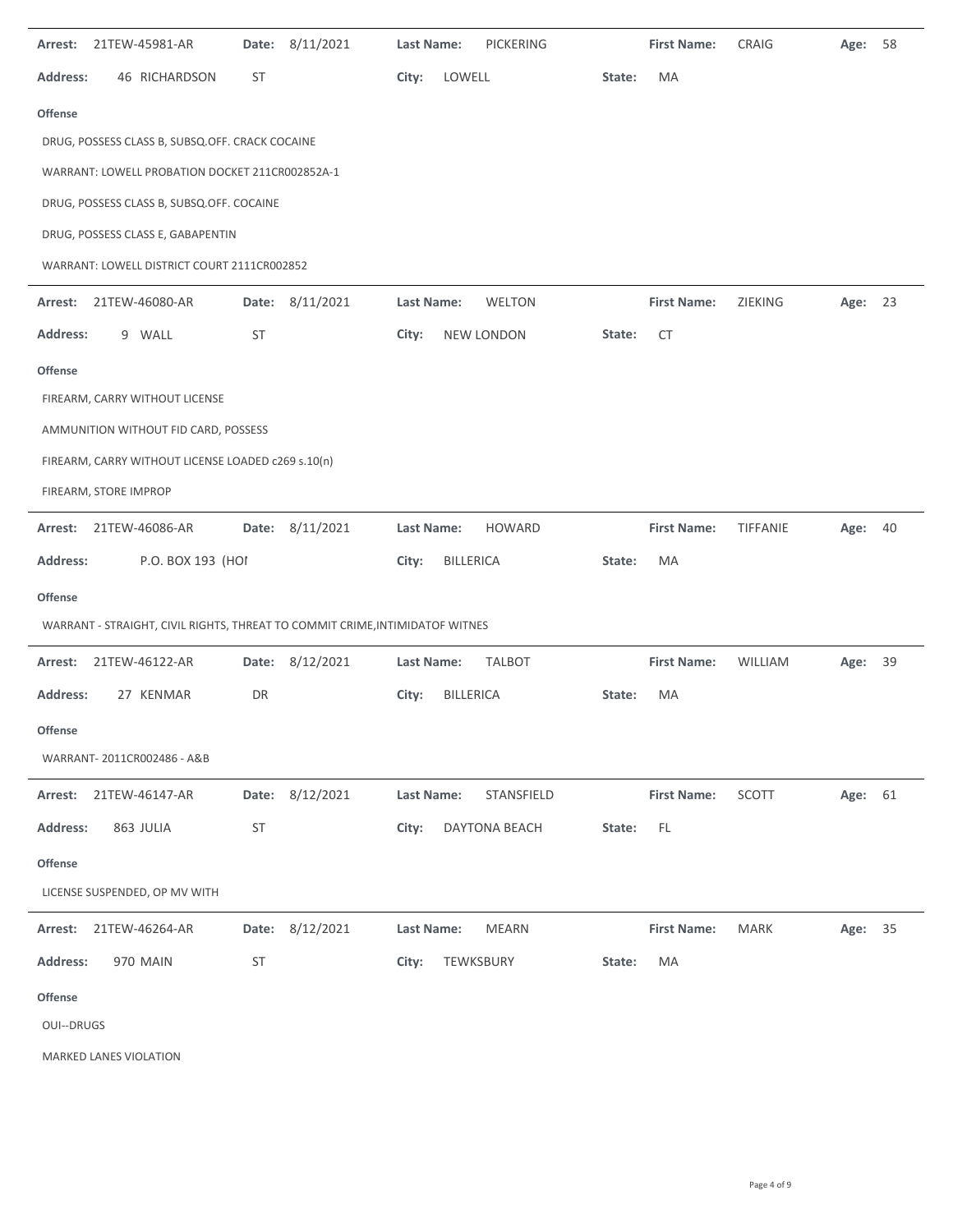**Arrest:** 21TEW-45981-AR **Date:** 8/11/2021 **Last Name:** PICKERING **First Name:** CRAIG **Age:** 58

**Address:** 46 RICHARDSON ST **City:** LOWELL **State:** MA

**Offense**

DRUG, POSSESS CLASS B, SUBSQ.OFF. CRACK COCAINE

WARRANT: LOWELL PROBATION DOCKET 211CR002852A-1

DRUG, POSSESS CLASS B, SUBSQ.OFF. COCAINE

DRUG, POSSESS CLASS E, GABAPENTIN

WARRANT: LOWELL DISTRICT COURT 2111CR002852

---

**Arrest:** 21TEW-46080-AR **Date:** 8/11/2021 **Last Name:** WELTON **First Name:** ZIEKING **Age:** 23

**Address:** 9 WALL ST **City:** NEW LONDON **State:** CT

**Offense**

FIREARM, CARRY WITHOUT LICENSE

AMMUNITION WITHOUT FID CARD, POSSESS

FIREARM, CARRY WITHOUT LICENSE LOADED c269 s.10(n)

FIREARM, STORE IMPROP

---

**Arrest:** 21TEW-46086-AR **Date:** 8/11/2021 **Last Name:** HOWARD **First Name:** TIFFANIE **Age:** 40

**Address:** P.O. BOX 193 (HOI **City:** BILLERICA **State:** MA

**Offense**

WARRANT - STRAIGHT, CIVIL RIGHTS, THREAT TO COMMIT CRIME,INTIMIDATOF WITNES

---

**Arrest:** 21TEW-46122-AR **Date:** 8/12/2021 **Last Name:** TALBOT **First Name:** WILLIAM **Age:** 39

**Address:** 27 KENMAR DR **City:** BILLERICA **State:** MA

**Offense**

WARRANT- 2011CR002486 - A&B

---

**Arrest:** 21TEW-46147-AR **Date:** 8/12/2021 **Last Name:** STANSFIELD **First Name:** SCOTT **Age:** 61

**Address:** 863 JULIA ST **City:** DAYTONA BEACH **State:** FL

**Offense**

LICENSE SUSPENDED, OP MV WITH

---

**Arrest:** 21TEW-46264-AR **Date:** 8/12/2021 **Last Name:** MEARN **First Name:** MARK **Age:** 35

**Address:** 970 MAIN ST **City:** TEWKSBURY **State:** MA

**Offense**

OUI--DRUGS

MARKED LANES VIOLATION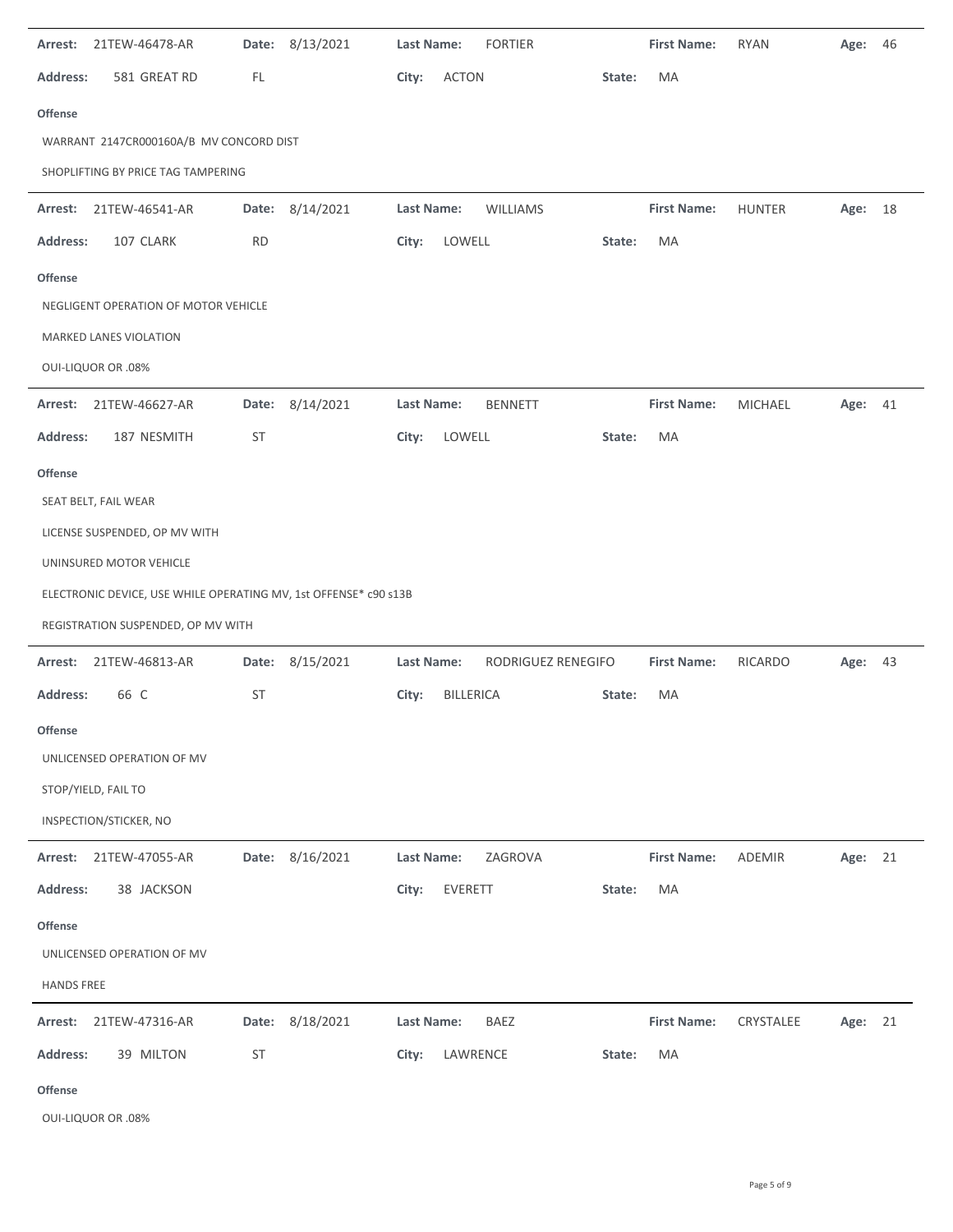**Arrest:** 21TEW-46478-AR **Date:** 8/13/2021 **Last Name:** FORTIER **First Name:** RYAN **Age:** 46

**Address:** 581 GREAT RD FL **City:** ACTON **State:** MA

**Offense**

WARRANT 2147CR000160A/B MV CONCORD DIST

SHOPLIFTING BY PRICE TAG TAMPERING

---

**Arrest:** 21TEW-46541-AR **Date:** 8/14/2021 **Last Name:** WILLIAMS **First Name:** HUNTER **Age:** 18

**Address:** 107 CLARK RD **City:** LOWELL **State:** MA

**Offense**

NEGLIGENT OPERATION OF MOTOR VEHICLE

MARKED LANES VIOLATION

OUI-LIQUOR OR .08%

---

**Arrest:** 21TEW-46627-AR **Date:** 8/14/2021 **Last Name:** BENNETT **First Name:** MICHAEL **Age:** 41

**Address:** 187 NESMITH ST **City:** LOWELL **State:** MA

**Offense**

SEAT BELT, FAIL WEAR

LICENSE SUSPENDED, OP MV WITH

UNINSURED MOTOR VEHICLE

ELECTRONIC DEVICE, USE WHILE OPERATING MV, 1st OFFENSE* c90 s13B

REGISTRATION SUSPENDED, OP MV WITH

---

**Arrest:** 21TEW-46813-AR **Date:** 8/15/2021 **Last Name:** RODRIGUEZ RENEGIFO **First Name:** RICARDO **Age:** 43

**Address:** 66 C ST **City:** BILLERICA **State:** MA

**Offense**

UNLICENSED OPERATION OF MV

STOP/YIELD, FAIL TO

INSPECTION/STICKER, NO

---

**Arrest:** 21TEW-47055-AR **Date:** 8/16/2021 **Last Name:** ZAGROVA **First Name:** ADEMIR **Age:** 21

**Address:** 38 JACKSON **City:** EVERETT **State:** MA

**Offense**

UNLICENSED OPERATION OF MV

HANDS FREE

---

**Arrest:** 21TEW-47316-AR **Date:** 8/18/2021 **Last Name:** BAEZ **First Name:** CRYSTALEE **Age:** 21

**Address:** 39 MILTON ST **City:** LAWRENCE **State:** MA

**Offense**

OUI-LIQUOR OR .08%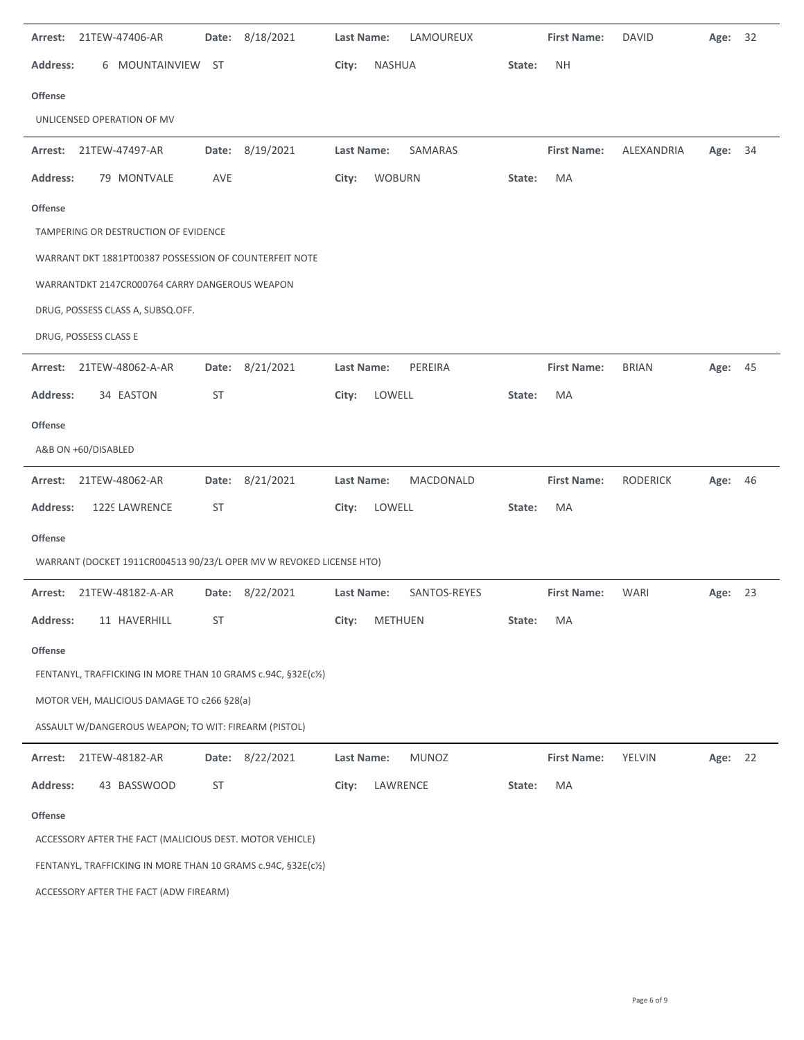**Arrest:** 21TEW-47406-AR **Date:** 8/18/2021 **Last Name:** LAMOUREUX **First Name:** DAVID **Age:** 32

**Address:** 6 MOUNTAINVIEW ST **City:** NASHUA **State:** NH

**Offense**

UNLICENSED OPERATION OF MV

---

**Arrest:** 21TEW-47497-AR **Date:** 8/19/2021 **Last Name:** SAMARAS **First Name:** ALEXANDRIA **Age:** 34

**Address:** 79 MONTVALE AVE **City:** WOBURN **State:** MA

**Offense**

TAMPERING OR DESTRUCTION OF EVIDENCE

WARRANT DKT 1881PT00387 POSSESSION OF COUNTERFEIT NOTE

WARRANTDKT 2147CR000764 CARRY DANGEROUS WEAPON

DRUG, POSSESS CLASS A, SUBSQ.OFF.

DRUG, POSSESS CLASS E

---

**Arrest:** 21TEW-48062-A-AR **Date:** 8/21/2021 **Last Name:** PEREIRA **First Name:** BRIAN **Age:** 45

**Address:** 34 EASTON ST **City:** LOWELL **State:** MA

**Offense**

A&B ON +60/DISABLED

---

**Arrest:** 21TEW-48062-AR **Date:** 8/21/2021 **Last Name:** MACDONALD **First Name:** RODERICK **Age:** 46

**Address:** 1229 LAWRENCE ST **City:** LOWELL **State:** MA

**Offense**

WARRANT (DOCKET 1911CR004513 90/23/L OPER MV W REVOKED LICENSE HTO)

---

**Arrest:** 21TEW-48182-A-AR **Date:** 8/22/2021 **Last Name:** SANTOS-REYES **First Name:** WARI **Age:** 23

**Address:** 11 HAVERHILL ST **City:** METHUEN **State:** MA

**Offense**

FENTANYL, TRAFFICKING IN MORE THAN 10 GRAMS c.94C, §32E(c½)

MOTOR VEH, MALICIOUS DAMAGE TO c266 §28(a)

ASSAULT W/DANGEROUS WEAPON; TO WIT: FIREARM (PISTOL)

---

**Arrest:** 21TEW-48182-AR **Date:** 8/22/2021 **Last Name:** MUNOZ **First Name:** YELVIN **Age:** 22

**Address:** 43 BASSWOOD ST **City:** LAWRENCE **State:** MA

**Offense**

ACCESSORY AFTER THE FACT (MALICIOUS DEST. MOTOR VEHICLE)

FENTANYL, TRAFFICKING IN MORE THAN 10 GRAMS c.94C, §32E(c½)

ACCESSORY AFTER THE FACT (ADW FIREARM)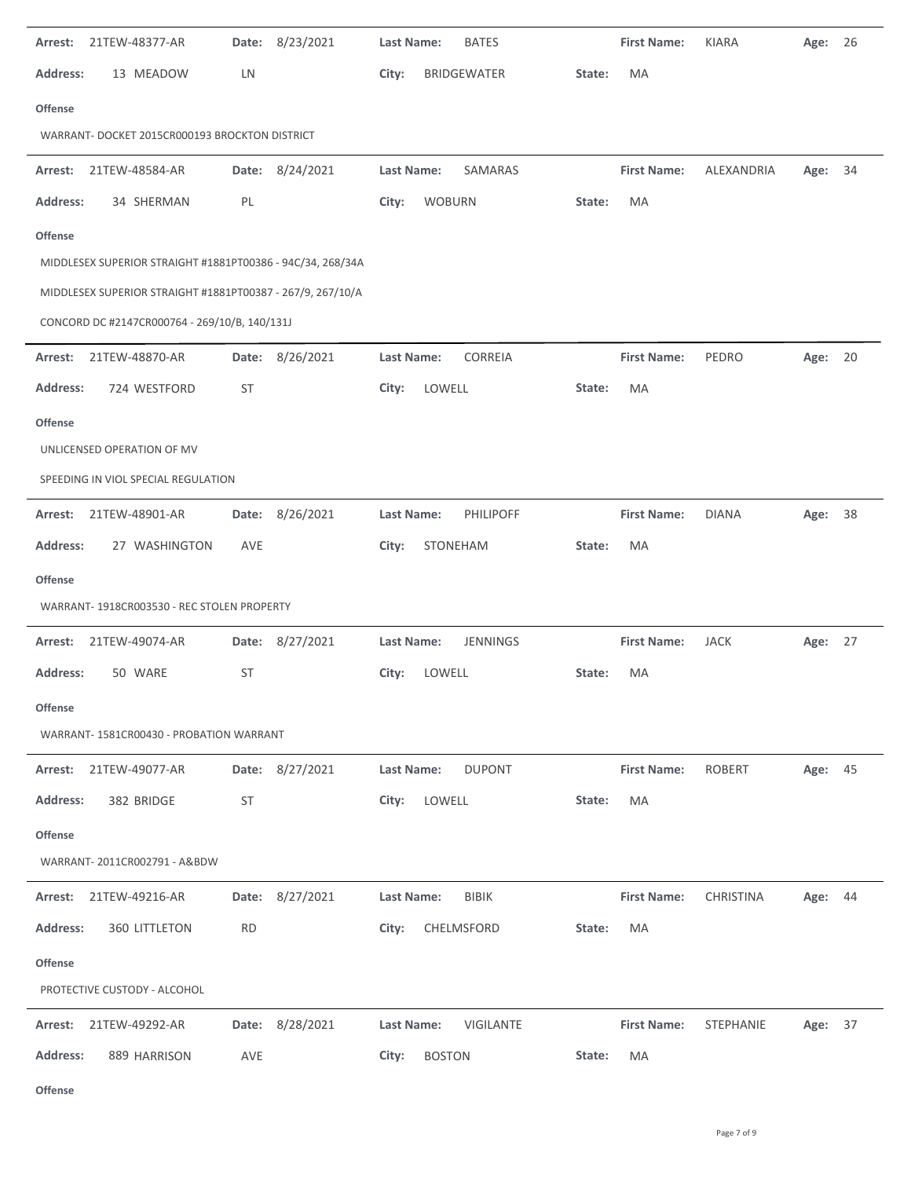**Arrest:** 21TEW-48377-AR **Date:** 8/23/2021 **Last Name:** BATES **First Name:** KIARA **Age:** 26

**Address:** 13 MEADOW LN **City:** BRIDGEWATER **State:** MA

**Offense**

WARRANT- DOCKET 2015CR000193 BROCKTON DISTRICT

---

**Arrest:** 21TEW-48584-AR **Date:** 8/24/2021 **Last Name:** SAMARAS **First Name:** ALEXANDRIA **Age:** 34

**Address:** 34 SHERMAN PL **City:** WOBURN **State:** MA

**Offense**

MIDDLESEX SUPERIOR STRAIGHT #1881PT00386 - 94C/34, 268/34A

MIDDLESEX SUPERIOR STRAIGHT #1881PT00387 - 267/9, 267/10/A

CONCORD DC #2147CR000764 - 269/10/B, 140/131J

---

**Arrest:** 21TEW-48870-AR **Date:** 8/26/2021 **Last Name:** CORREIA **First Name:** PEDRO **Age:** 20

**Address:** 724 WESTFORD ST **City:** LOWELL **State:** MA

**Offense**

UNLICENSED OPERATION OF MV

SPEEDING IN VIOL SPECIAL REGULATION

---

**Arrest:** 21TEW-48901-AR **Date:** 8/26/2021 **Last Name:** PHILIPOFF **First Name:** DIANA **Age:** 38

**Address:** 27 WASHINGTON AVE **City:** STONEHAM **State:** MA

**Offense**

WARRANT- 1918CR003530 - REC STOLEN PROPERTY

---

**Arrest:** 21TEW-49074-AR **Date:** 8/27/2021 **Last Name:** JENNINGS **First Name:** JACK **Age:** 27

**Address:** 50 WARE ST **City:** LOWELL **State:** MA

**Offense**

WARRANT- 1581CR00430 - PROBATION WARRANT

---

**Arrest:** 21TEW-49077-AR **Date:** 8/27/2021 **Last Name:** DUPONT **First Name:** ROBERT **Age:** 45

**Address:** 382 BRIDGE ST **City:** LOWELL **State:** MA

**Offense**

WARRANT- 2011CR002791 - A&BDW

---

**Arrest:** 21TEW-49216-AR **Date:** 8/27/2021 **Last Name:** BIBIK **First Name:** CHRISTINA **Age:** 44

**Address:** 360 LITTLETON RD **City:** CHELMSFORD **State:** MA

**Offense**

PROTECTIVE CUSTODY - ALCOHOL

---

**Arrest:** 21TEW-49292-AR **Date:** 8/28/2021 **Last Name:** VIGILANTE **First Name:** STEPHANIE **Age:** 37

**Address:** 889 HARRISON AVE **City:** BOSTON **State:** MA

**Offense**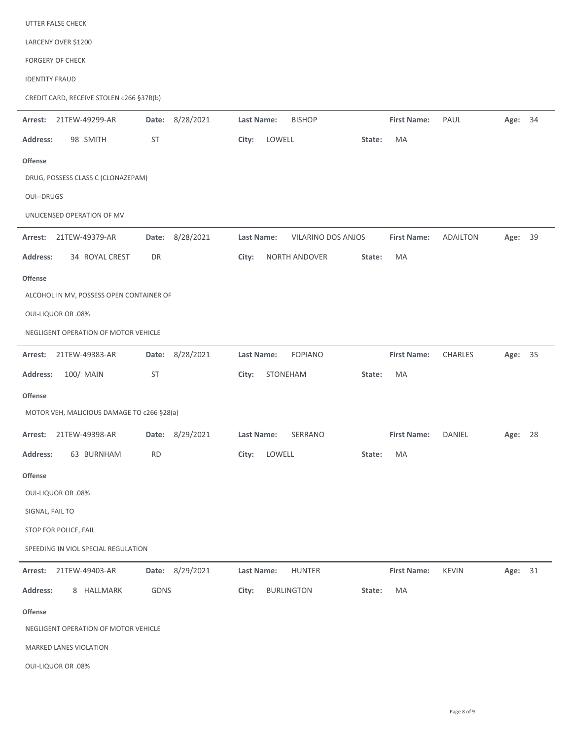UTTER FALSE CHECK

LARCENY OVER $1200

FORGERY OF CHECK

IDENTITY FRAUD

CREDIT CARD, RECEIVE STOLEN c266 §37B(b)

---

**Arrest:** 21TEW-49299-AR **Date:** 8/28/2021 **Last Name:** BISHOP **First Name:** PAUL **Age:** 34

**Address:** 98 SMITH ST **City:** LOWELL **State:** MA

**Offense**

DRUG, POSSESS CLASS C (CLONAZEPAM)

OUI--DRUGS

UNLICENSED OPERATION OF MV

---

**Arrest:** 21TEW-49379-AR **Date:** 8/28/2021 **Last Name:** VILARINO DOS ANJOS **First Name:** ADAILTON **Age:** 39

**Address:** 34 ROYAL CREST DR **City:** NORTH ANDOVER **State:** MA

**Offense**

ALCOHOL IN MV, POSSESS OPEN CONTAINER OF

OUI-LIQUOR OR .08%

NEGLIGENT OPERATION OF MOTOR VEHICLE

---

**Arrest:** 21TEW-49383-AR **Date:** 8/28/2021 **Last Name:** FOPIANO **First Name:** CHARLES **Age:** 35

**Address:** 100/ MAIN ST **City:** STONEHAM **State:** MA

**Offense**

MOTOR VEH, MALICIOUS DAMAGE TO c266 §28(a)

---

**Arrest:** 21TEW-49398-AR **Date:** 8/29/2021 **Last Name:** SERRANO **First Name:** DANIEL **Age:** 28

**Address:** 63 BURNHAM RD **City:** LOWELL **State:** MA

**Offense**

OUI-LIQUOR OR .08%

SIGNAL, FAIL TO

STOP FOR POLICE, FAIL

SPEEDING IN VIOL SPECIAL REGULATION

---

**Arrest:** 21TEW-49403-AR **Date:** 8/29/2021 **Last Name:** HUNTER **First Name:** KEVIN **Age:** 31

**Address:** 8 HALLMARK GDNS **City:** BURLINGTON **State:** MA

**Offense**

NEGLIGENT OPERATION OF MOTOR VEHICLE

MARKED LANES VIOLATION

OUI-LIQUOR OR .08%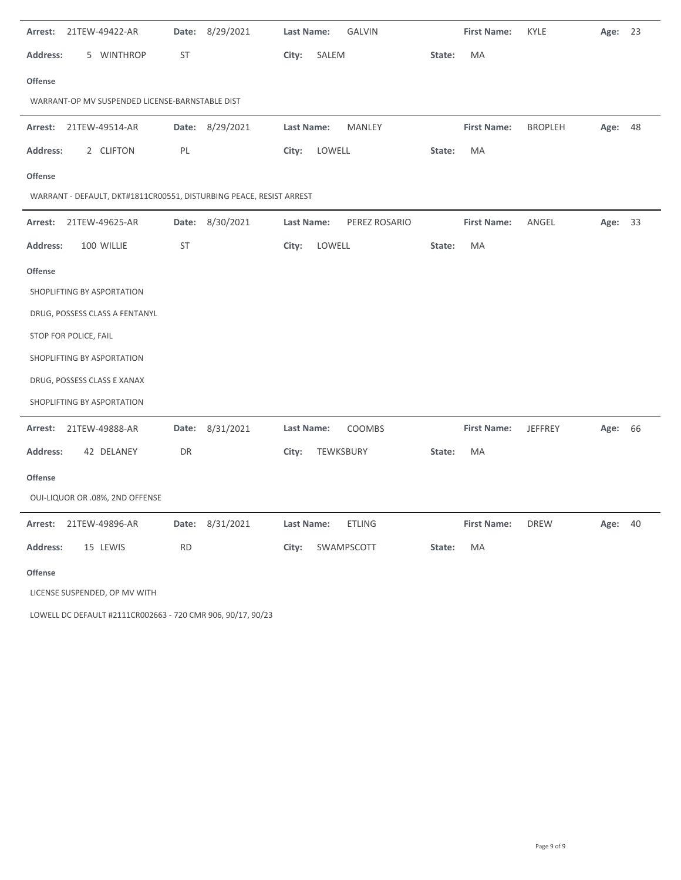**Arrest:** 21TEW-49422-AR **Date:** 8/29/2021 **Last Name:** GALVIN **First Name:** KYLE **Age:** 23

**Address:** 5 WINTHROP ST **City:** SALEM **State:** MA

**Offense**

WARRANT-OP MV SUSPENDED LICENSE-BARNSTABLE DIST

---

**Arrest:** 21TEW-49514-AR **Date:** 8/29/2021 **Last Name:** MANLEY **First Name:** BROPLEH **Age:** 48

**Address:** 2 CLIFTON PL **City:** LOWELL **State:** MA

**Offense**

WARRANT - DEFAULT, DKT#1811CR00551, DISTURBING PEACE, RESIST ARREST

---

**Arrest:** 21TEW-49625-AR **Date:** 8/30/2021 **Last Name:** PEREZ ROSARIO **First Name:** ANGEL **Age:** 33

**Address:** 100 WILLIE ST **City:** LOWELL **State:** MA

**Offense**

SHOPLIFTING BY ASPORTATION

DRUG, POSSESS CLASS A FENTANYL

STOP FOR POLICE, FAIL

SHOPLIFTING BY ASPORTATION

DRUG, POSSESS CLASS E XANAX

SHOPLIFTING BY ASPORTATION

---

**Arrest:** 21TEW-49888-AR **Date:** 8/31/2021 **Last Name:** COOMBS **First Name:** JEFFREY **Age:** 66

**Address:** 42 DELANEY DR **City:** TEWKSBURY **State:** MA

**Offense**

OUI-LIQUOR OR .08%, 2ND OFFENSE

---

**Arrest:** 21TEW-49896-AR **Date:** 8/31/2021 **Last Name:** ETLING **First Name:** DREW **Age:** 40

**Address:** 15 LEWIS RD **City:** SWAMPSCOTT **State:** MA

**Offense**

LICENSE SUSPENDED, OP MV WITH

LOWELL DC DEFAULT #2111CR002663 - 720 CMR 906, 90/17, 90/23